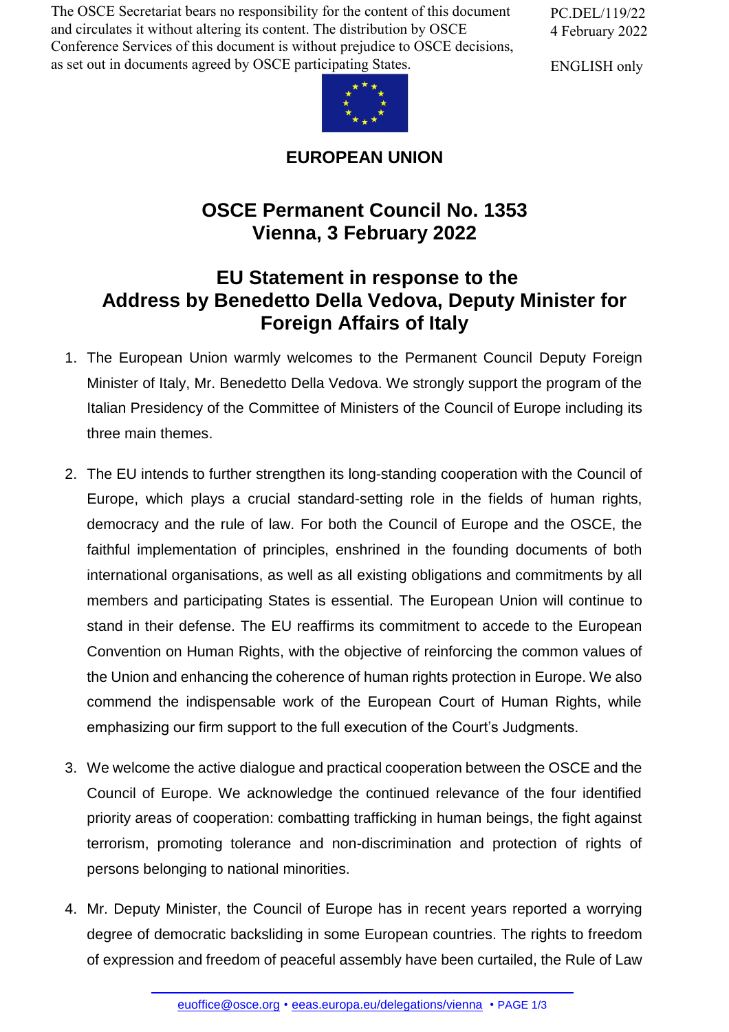The OSCE Secretariat bears no responsibility for the content of this document and circulates it without altering its content. The distribution by OSCE Conference Services of this document is without prejudice to OSCE decisions, as set out in documents agreed by OSCE participating States.

PC.DEL/119/22
4 February 2022

ENGLISH only

**EUROPEAN UNION**

## OSCE Permanent Council No. 1353
## Vienna, 3 February 2022

# EU Statement in response to the Address by Benedetto Della Vedova, Deputy Minister for Foreign Affairs of Italy

1. The European Union warmly welcomes to the Permanent Council Deputy Foreign Minister of Italy, Mr. Benedetto Della Vedova. We strongly support the program of the Italian Presidency of the Committee of Ministers of the Council of Europe including its three main themes.

2. The EU intends to further strengthen its long-standing cooperation with the Council of Europe, which plays a crucial standard-setting role in the fields of human rights, democracy and the rule of law. For both the Council of Europe and the OSCE, the faithful implementation of principles, enshrined in the founding documents of both international organisations, as well as all existing obligations and commitments by all members and participating States is essential. The European Union will continue to stand in their defense. The EU reaffirms its commitment to accede to the European Convention on Human Rights, with the objective of reinforcing the common values of the Union and enhancing the coherence of human rights protection in Europe. We also commend the indispensable work of the European Court of Human Rights, while emphasizing our firm support to the full execution of the Court's Judgments.

3. We welcome the active dialogue and practical cooperation between the OSCE and the Council of Europe. We acknowledge the continued relevance of the four identified priority areas of cooperation: combatting trafficking in human beings, the fight against terrorism, promoting tolerance and non-discrimination and protection of rights of persons belonging to national minorities.

4. Mr. Deputy Minister, the Council of Europe has in recent years reported a worrying degree of democratic backsliding in some European countries. The rights to freedom of expression and freedom of peaceful assembly have been curtailed, the Rule of Law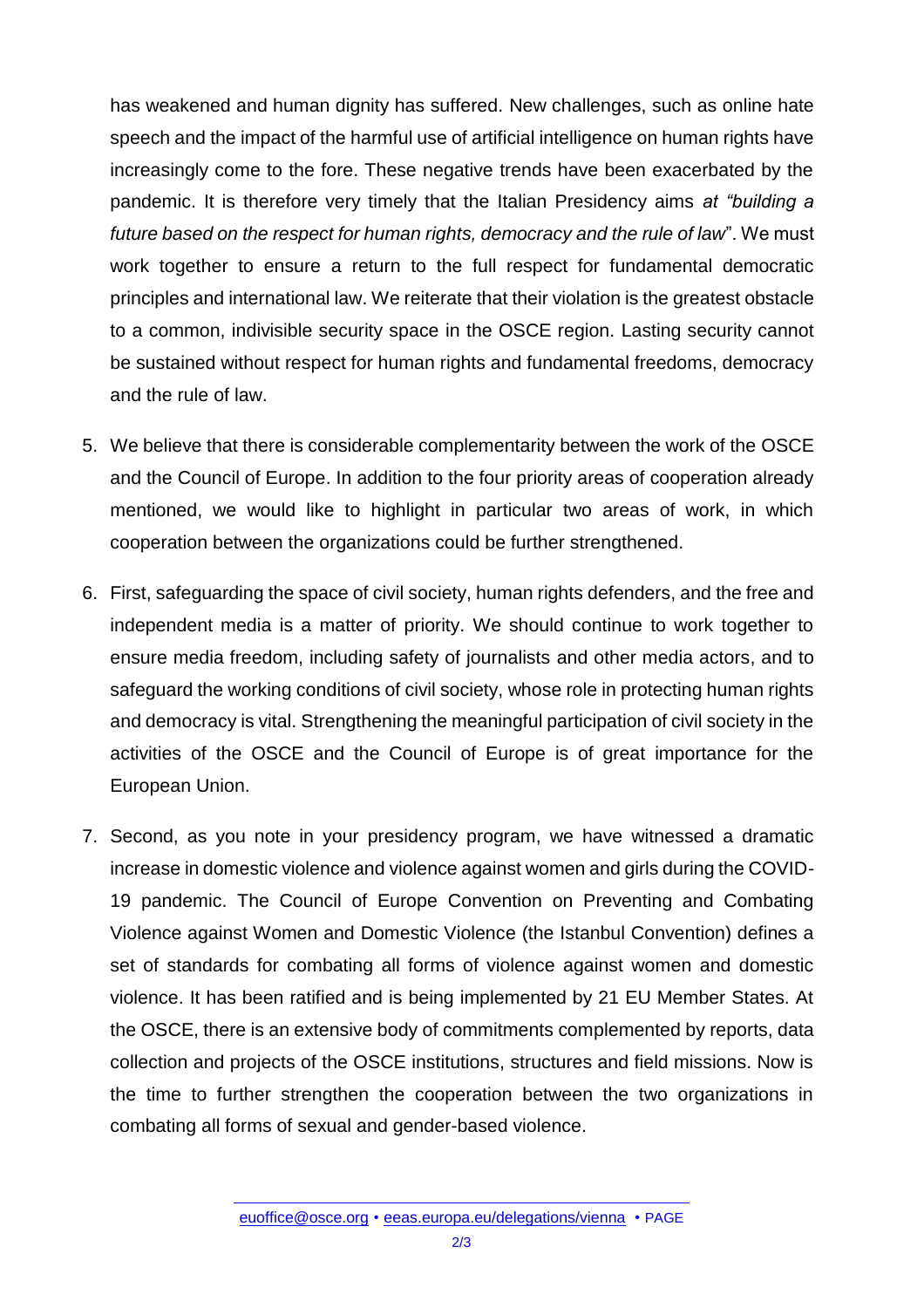has weakened and human dignity has suffered. New challenges, such as online hate speech and the impact of the harmful use of artificial intelligence on human rights have increasingly come to the fore. These negative trends have been exacerbated by the pandemic. It is therefore very timely that the Italian Presidency aims *at "building a future based on the respect for human rights, democracy and the rule of law*". We must work together to ensure a return to the full respect for fundamental democratic principles and international law. We reiterate that their violation is the greatest obstacle to a common, indivisible security space in the OSCE region. Lasting security cannot be sustained without respect for human rights and fundamental freedoms, democracy and the rule of law.

5. We believe that there is considerable complementarity between the work of the OSCE and the Council of Europe. In addition to the four priority areas of cooperation already mentioned, we would like to highlight in particular two areas of work, in which cooperation between the organizations could be further strengthened.

6. First, safeguarding the space of civil society, human rights defenders, and the free and independent media is a matter of priority. We should continue to work together to ensure media freedom, including safety of journalists and other media actors, and to safeguard the working conditions of civil society, whose role in protecting human rights and democracy is vital. Strengthening the meaningful participation of civil society in the activities of the OSCE and the Council of Europe is of great importance for the European Union.

7. Second, as you note in your presidency program, we have witnessed a dramatic increase in domestic violence and violence against women and girls during the COVID-19 pandemic. The Council of Europe Convention on Preventing and Combating Violence against Women and Domestic Violence (the Istanbul Convention) defines a set of standards for combating all forms of violence against women and domestic violence. It has been ratified and is being implemented by 21 EU Member States. At the OSCE, there is an extensive body of commitments complemented by reports, data collection and projects of the OSCE institutions, structures and field missions. Now is the time to further strengthen the cooperation between the two organizations in combating all forms of sexual and gender-based violence.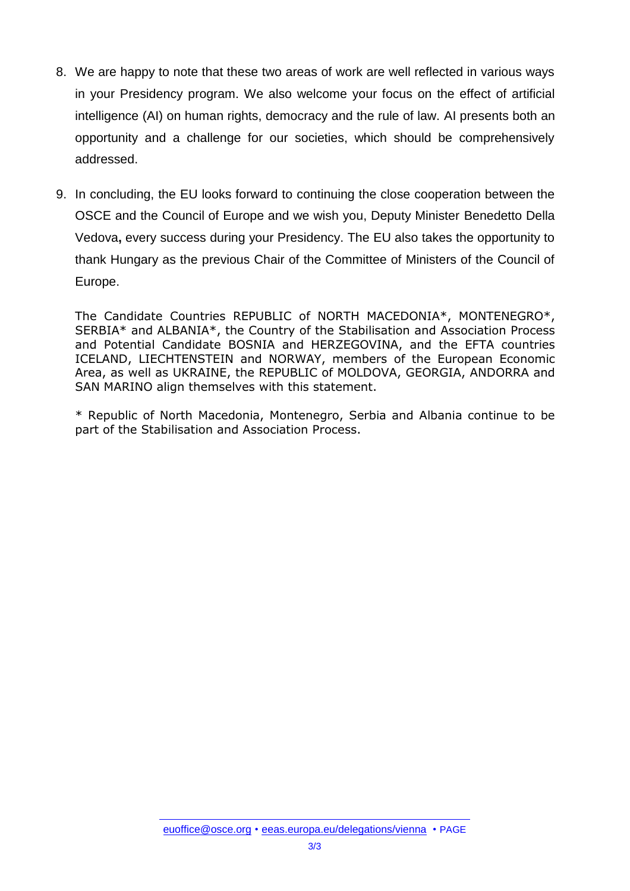8. We are happy to note that these two areas of work are well reflected in various ways in your Presidency program. We also welcome your focus on the effect of artificial intelligence (AI) on human rights, democracy and the rule of law. AI presents both an opportunity and a challenge for our societies, which should be comprehensively addressed.

9. In concluding, the EU looks forward to continuing the close cooperation between the OSCE and the Council of Europe and we wish you, Deputy Minister Benedetto Della Vedova**,** every success during your Presidency. The EU also takes the opportunity to thank Hungary as the previous Chair of the Committee of Ministers of the Council of Europe.

The Candidate Countries REPUBLIC of NORTH MACEDONIA*, MONTENEGRO*, SERBIA* and ALBANIA*, the Country of the Stabilisation and Association Process and Potential Candidate BOSNIA and HERZEGOVINA, and the EFTA countries ICELAND, LIECHTENSTEIN and NORWAY, members of the European Economic Area, as well as UKRAINE, the REPUBLIC of MOLDOVA, GEORGIA, ANDORRA and SAN MARINO align themselves with this statement.

* Republic of North Macedonia, Montenegro, Serbia and Albania continue to be part of the Stabilisation and Association Process.

euoffice@osce.org • eeas.europa.eu/delegations/vienna